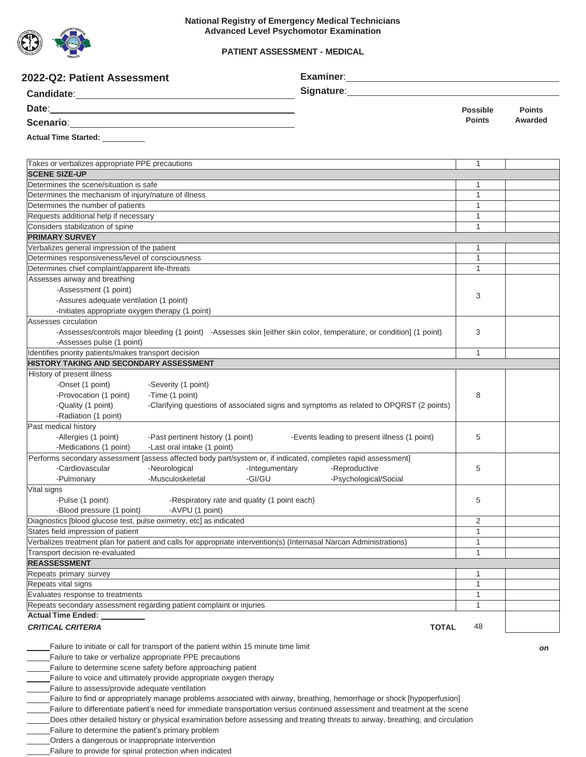**National Registry of Emergency Medical Technicians**
**Advanced Level Psychomotor Examination**

**PATIENT ASSESSMENT - MEDICAL**

## 2022-Q2: Patient Assessment

**Candidate**: ______________________

**Date**: ______________________

**Scenario**: ______________________

**Actual Time Started**: __________

**Examiner**: ______________________

**Signature**: ______________________

| | Possible Points | Points Awarded |
|---|---|---|
| Takes or verbalizes appropriate PPE precautions | 1 | |
| **SCENE SIZE-UP** | | |
| Determines the scene/situation is safe | 1 | |
| Determines the mechanism of injury/nature of illness | 1 | |
| Determines the number of patients | 1 | |
| Requests additional help if necessary | 1 | |
| Considers stabilization of spine | 1 | |
| **PRIMARY SURVEY** | | |
| Verbalizes general impression of the patient | 1 | |
| Determines responsiveness/level of consciousness | 1 | |
| Determines chief complaint/apparent life-threats | 1 | |
| Assesses airway and breathing<br>-Assessment (1 point)<br>-Assures adequate ventilation (1 point)<br>-Initiates appropriate oxygen therapy (1 point) | 3 | |
| Assesses circulation<br>-Assesses/controls major bleeding (1 point) -Assesses skin [either skin color, temperature, or condition] (1 point)<br>-Assesses pulse (1 point) | 3 | |
| Identifies priority patients/makes transport decision | 1 | |
| **HISTORY TAKING AND SECONDARY ASSESSMENT** | | |
| History of present illness<br>-Onset (1 point) -Severity (1 point)<br>-Provocation (1 point) -Time (1 point)<br>-Quality (1 point) -Clarifying questions of associated signs and symptoms as related to OPQRST (2 points)<br>-Radiation (1 point) | 8 | |
| Past medical history<br>-Allergies (1 point) -Past pertinent history (1 point) -Events leading to present illness (1 point)<br>-Medications (1 point) -Last oral intake (1 point) | 5 | |
| Performs secondary assessment [assess affected body part/system or, if indicated, completes rapid assessment]<br>-Cardiovascular -Neurological -Integumentary -Reproductive<br>-Pulmonary -Musculoskeletal -GI/GU -Psychological/Social | 5 | |
| Vital signs<br>-Pulse (1 point) -Respiratory rate and quality (1 point each)<br>-Blood pressure (1 point) -AVPU (1 point) | 5 | |
| Diagnostics [blood glucose test, pulse oximetry, etc] as indicated | 2 | |
| States field impression of patient | 1 | |
| Verbalizes treatment plan for patient and calls for appropriate intervention(s) (Internasal Narcan Administrations) | 1 | |
| Transport decision re-evaluated | 1 | |
| **REASSESSMENT** | | |
| Repeats primary survey | 1 | |
| Repeats vital signs | 1 | |
| Evaluates response to treatments | 1 | |
| Repeats secondary assessment regarding patient complaint or injuries | 1 | |
| **Actual Time Ended**: __________ | | |
| ***CRITICAL CRITERIA*** **TOTAL** | 48 | |

*on*

_____ Failure to initiate or call for transport of the patient within 15 minute time limit
_____ Failure to take or verbalize appropriate PPE precautions
_____ Failure to determine scene safety before approaching patient
_____ Failure to voice and ultimately provide appropriate oxygen therapy
_____ Failure to assess/provide adequate ventilation
_____ Failure to find or appropriately manage problems associated with airway, breathing, hemorrhage or shock [hypoperfusion]
_____ Failure to differentiate patient's need for immediate transportation versus continued assessment and treatment at the scene
_____ Does other detailed history or physical examination before assessing and treating threats to airway, breathing, and circulation
_____ Failure to determine the patient's primary problem
_____ Orders a dangerous or inappropriate intervention
_____ Failure to provide for spinal protection when indicated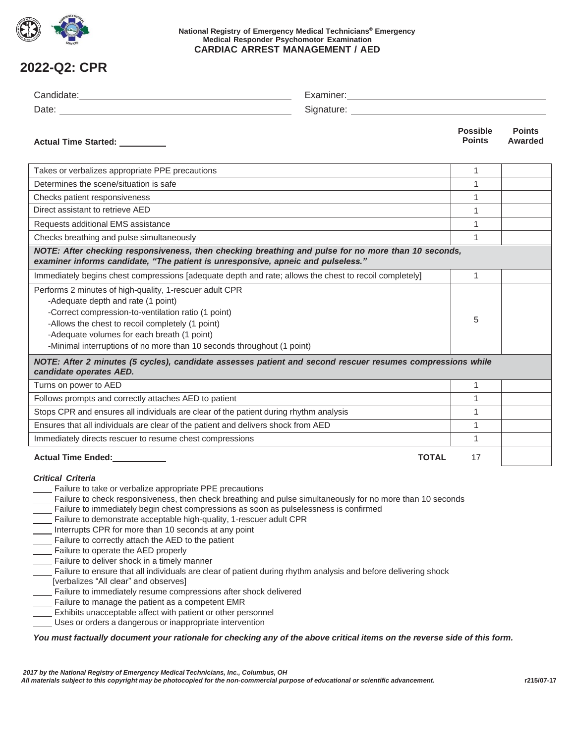National Registry of Emergency Medical Technicians® Emergency Medical Responder Psychomotor Examination

**CARDIAC ARREST MANAGEMENT / AED**

# 2022-Q2: CPR

Candidate: ______________________ Examiner: ______________________

Date: ______________________ Signature: ______________________

**Actual Time Started:** __________

| | Possible Points | Points Awarded |
|---|---|---|
| Takes or verbalizes appropriate PPE precautions | 1 | |
| Determines the scene/situation is safe | 1 | |
| Checks patient responsiveness | 1 | |
| Direct assistant to retrieve AED | 1 | |
| Requests additional EMS assistance | 1 | |
| Checks breathing and pulse simultaneously | 1 | |
| ***NOTE: After checking responsiveness, then checking breathing and pulse for no more than 10 seconds, examiner informs candidate, "The patient is unresponsive, apneic and pulseless."*** | | |
| Immediately begins chest compressions [adequate depth and rate; allows the chest to recoil completely] | 1 | |
| Performs 2 minutes of high-quality, 1-rescuer adult CPR<br>-Adequate depth and rate (1 point)<br>-Correct compression-to-ventilation ratio (1 point)<br>-Allows the chest to recoil completely (1 point)<br>-Adequate volumes for each breath (1 point)<br>-Minimal interruptions of no more than 10 seconds throughout (1 point) | 5 | |
| ***NOTE: After 2 minutes (5 cycles), candidate assesses patient and second rescuer resumes compressions while candidate operates AED.*** | | |
| Turns on power to AED | 1 | |
| Follows prompts and correctly attaches AED to patient | 1 | |
| Stops CPR and ensures all individuals are clear of the patient during rhythm analysis | 1 | |
| Ensures that all individuals are clear of the patient and delivers shock from AED | 1 | |
| Immediately directs rescuer to resume chest compressions | 1 | |
| **Actual Time Ended:** __________ **TOTAL** | 17 | |

***Critical Criteria***

- ____ Failure to take or verbalize appropriate PPE precautions
- ____ Failure to check responsiveness, then check breathing and pulse simultaneously for no more than 10 seconds
- ____ Failure to immediately begin chest compressions as soon as pulselessness is confirmed
- ____ Failure to demonstrate acceptable high-quality, 1-rescuer adult CPR
- ____ Interrupts CPR for more than 10 seconds at any point
- ____ Failure to correctly attach the AED to the patient
- ____ Failure to operate the AED properly
- ____ Failure to deliver shock in a timely manner
- ____ Failure to ensure that all individuals are clear of patient during rhythm analysis and before delivering shock [verbalizes "All clear" and observes]
- ____ Failure to immediately resume compressions after shock delivered
- ____ Failure to manage the patient as a competent EMR
- ____ Exhibits unacceptable affect with patient or other personnel
- ____ Uses or orders a dangerous or inappropriate intervention

***You must factually document your rationale for checking any of the above critical items on the reverse side of this form.***

*2017 by the National Registry of Emergency Medical Technicians, Inc., Columbus, OH*
*All materials subject to this copyright may be photocopied for the non-commercial purpose of educational or scientific advancement.*

r215/07-17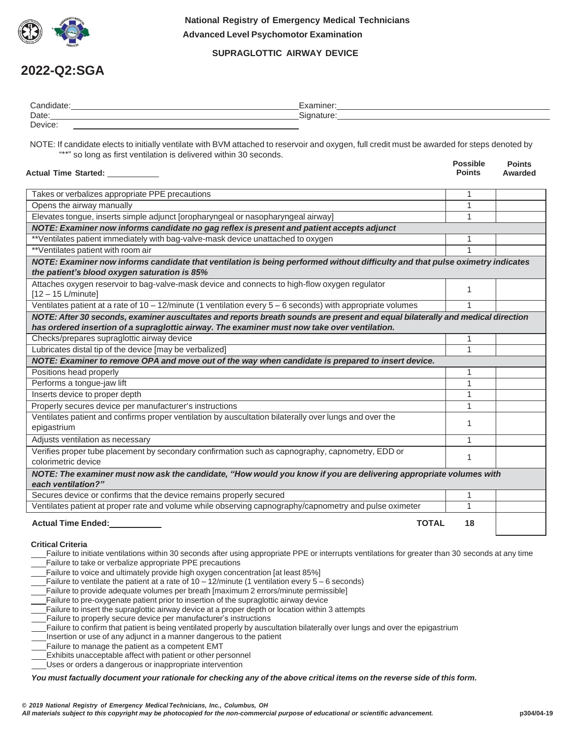**National Registry of Emergency Medical Technicians**
**Advanced Level Psychomotor Examination**

**SUPRAGLOTTIC AIRWAY DEVICE**

# 2022-Q2:SGA

Candidate:______________________ Examiner:______________________

Date:______________________ Signature:______________________

Device:______________________

NOTE: If candidate elects to initially ventilate with BVM attached to reservoir and oxygen, full credit must be awarded for steps denoted by "**" so long as first ventilation is delivered within 30 seconds.

**Actual Time Started:** ___________

| | Possible Points | Points Awarded |
|---|---|---|
| Takes or verbalizes appropriate PPE precautions | 1 | |
| Opens the airway manually | 1 | |
| Elevates tongue, inserts simple adjunct [oropharyngeal or nasopharyngeal airway] | 1 | |
| ***NOTE: Examiner now informs candidate no gag reflex is present and patient accepts adjunct*** | | |
| **Ventilates patient immediately with bag-valve-mask device unattached to oxygen | 1 | |
| **Ventilates patient with room air | 1 | |
| ***NOTE: Examiner now informs candidate that ventilation is being performed without difficulty and that pulse oximetry indicates the patient's blood oxygen saturation is 85%*** | | |
| Attaches oxygen reservoir to bag-valve-mask device and connects to high-flow oxygen regulator [12 – 15 L/minute] | 1 | |
| Ventilates patient at a rate of 10 – 12/minute (1 ventilation every 5 – 6 seconds) with appropriate volumes | 1 | |
| ***NOTE: After 30 seconds, examiner auscultates and reports breath sounds are present and equal bilaterally and medical direction has ordered insertion of a supraglottic airway. The examiner must now take over ventilation.*** | | |
| Checks/prepares supraglottic airway device | 1 | |
| Lubricates distal tip of the device [may be verbalized] | 1 | |
| ***NOTE: Examiner to remove OPA and move out of the way when candidate is prepared to insert device.*** | | |
| Positions head properly | 1 | |
| Performs a tongue-jaw lift | 1 | |
| Inserts device to proper depth | 1 | |
| Properly secures device per manufacturer's instructions | 1 | |
| Ventilates patient and confirms proper ventilation by auscultation bilaterally over lungs and over the epigastrium | 1 | |
| Adjusts ventilation as necessary | 1 | |
| Verifies proper tube placement by secondary confirmation such as capnography, capnometry, EDD or colorimetric device | 1 | |
| ***NOTE: The examiner must now ask the candidate, "How would you know if you are delivering appropriate volumes with each ventilation?"*** | | |
| Secures device or confirms that the device remains properly secured | 1 | |
| Ventilates patient at proper rate and volume while observing capnography/capnometry and pulse oximeter | 1 | |
| **Actual Time Ended:** ___________ **TOTAL** | **18** | |

**Critical Criteria**

____ Failure to initiate ventilations within 30 seconds after using appropriate PPE or interrupts ventilations for greater than 30 seconds at any time
____ Failure to take or verbalize appropriate PPE precautions
____ Failure to voice and ultimately provide high oxygen concentration [at least 85%]
____ Failure to ventilate the patient at a rate of 10 – 12/minute (1 ventilation every 5 – 6 seconds)
____ Failure to provide adequate volumes per breath [maximum 2 errors/minute permissible]
____ Failure to pre-oxygenate patient prior to insertion of the supraglottic airway device
____ Failure to insert the supraglottic airway device at a proper depth or location within 3 attempts
____ Failure to properly secure device per manufacturer's instructions
____ Failure to confirm that patient is being ventilated properly by auscultation bilaterally over lungs and over the epigastrium
____ Insertion or use of any adjunct in a manner dangerous to the patient
____ Failure to manage the patient as a competent EMT
____ Exhibits unacceptable affect with patient or other personnel
____ Uses or orders a dangerous or inappropriate intervention

***You must factually document your rationale for checking any of the above critical items on the reverse side of this form.***

*© 2019 National Registry of Emergency Medical Technicians, Inc., Columbus, OH*
*All materials subject to this copyright may be photocopied for the non-commercial purpose of educational or scientific advancement.*

p304/04-19